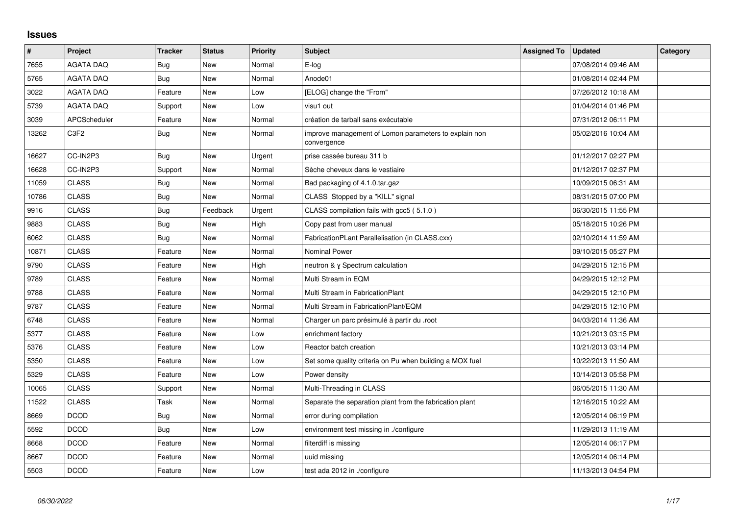## Issues

| # | Project | Tracker | Status | Priority | Subject | Assigned To | Updated | Category |
|---|---|---|---|---|---|---|---|---|
| 7655 | AGATA DAQ | Bug | New | Normal | E-log | | 07/08/2014 09:46 AM | |
| 5765 | AGATA DAQ | Bug | New | Normal | Anode01 | | 01/08/2014 02:44 PM | |
| 3022 | AGATA DAQ | Feature | New | Low | [ELOG] change the "From" | | 07/26/2012 10:18 AM | |
| 5739 | AGATA DAQ | Support | New | Low | visu1 out | | 01/04/2014 01:46 PM | |
| 3039 | APCScheduler | Feature | New | Normal | création de tarball sans exécutable | | 07/31/2012 06:11 PM | |
| 13262 | C3F2 | Bug | New | Normal | improve management of Lomon parameters to explain non convergence | | 05/02/2016 10:04 AM | |
| 16627 | CC-IN2P3 | Bug | New | Urgent | prise cassée bureau 311 b | | 01/12/2017 02:27 PM | |
| 16628 | CC-IN2P3 | Support | New | Normal | Sèche cheveux dans le vestiaire | | 01/12/2017 02:37 PM | |
| 11059 | CLASS | Bug | New | Normal | Bad packaging of 4.1.0.tar.gaz | | 10/09/2015 06:31 AM | |
| 10786 | CLASS | Bug | New | Normal | CLASS Stopped by a "KILL" signal | | 08/31/2015 07:00 PM | |
| 9916 | CLASS | Bug | Feedback | Urgent | CLASS compilation fails with gcc5 ( 5.1.0 ) | | 06/30/2015 11:55 PM | |
| 9883 | CLASS | Bug | New | High | Copy past from user manual | | 05/18/2015 10:26 PM | |
| 6062 | CLASS | Bug | New | Normal | FabricationPLant Parallelisation (in CLASS.cxx) | | 02/10/2014 11:59 AM | |
| 10871 | CLASS | Feature | New | Normal | Nominal Power | | 09/10/2015 05:27 PM | |
| 9790 | CLASS | Feature | New | High | neutron & γ Spectrum calculation | | 04/29/2015 12:15 PM | |
| 9789 | CLASS | Feature | New | Normal | Multi Stream in EQM | | 04/29/2015 12:12 PM | |
| 9788 | CLASS | Feature | New | Normal | Multi Stream in FabricationPlant | | 04/29/2015 12:10 PM | |
| 9787 | CLASS | Feature | New | Normal | Multi Stream in FabricationPlant/EQM | | 04/29/2015 12:10 PM | |
| 6748 | CLASS | Feature | New | Normal | Charger un parc présimulé à partir du .root | | 04/03/2014 11:36 AM | |
| 5377 | CLASS | Feature | New | Low | enrichment factory | | 10/21/2013 03:15 PM | |
| 5376 | CLASS | Feature | New | Low | Reactor batch creation | | 10/21/2013 03:14 PM | |
| 5350 | CLASS | Feature | New | Low | Set some quality criteria on Pu when building a MOX fuel | | 10/22/2013 11:50 AM | |
| 5329 | CLASS | Feature | New | Low | Power density | | 10/14/2013 05:58 PM | |
| 10065 | CLASS | Support | New | Normal | Multi-Threading in CLASS | | 06/05/2015 11:30 AM | |
| 11522 | CLASS | Task | New | Normal | Separate the separation plant from the fabrication plant | | 12/16/2015 10:22 AM | |
| 8669 | DCOD | Bug | New | Normal | error during compilation | | 12/05/2014 06:19 PM | |
| 5592 | DCOD | Bug | New | Low | environment test missing in ./configure | | 11/29/2013 11:19 AM | |
| 8668 | DCOD | Feature | New | Normal | filterdiff is missing | | 12/05/2014 06:17 PM | |
| 8667 | DCOD | Feature | New | Normal | uuid missing | | 12/05/2014 06:14 PM | |
| 5503 | DCOD | Feature | New | Low | test ada 2012 in ./configure | | 11/13/2013 04:54 PM | |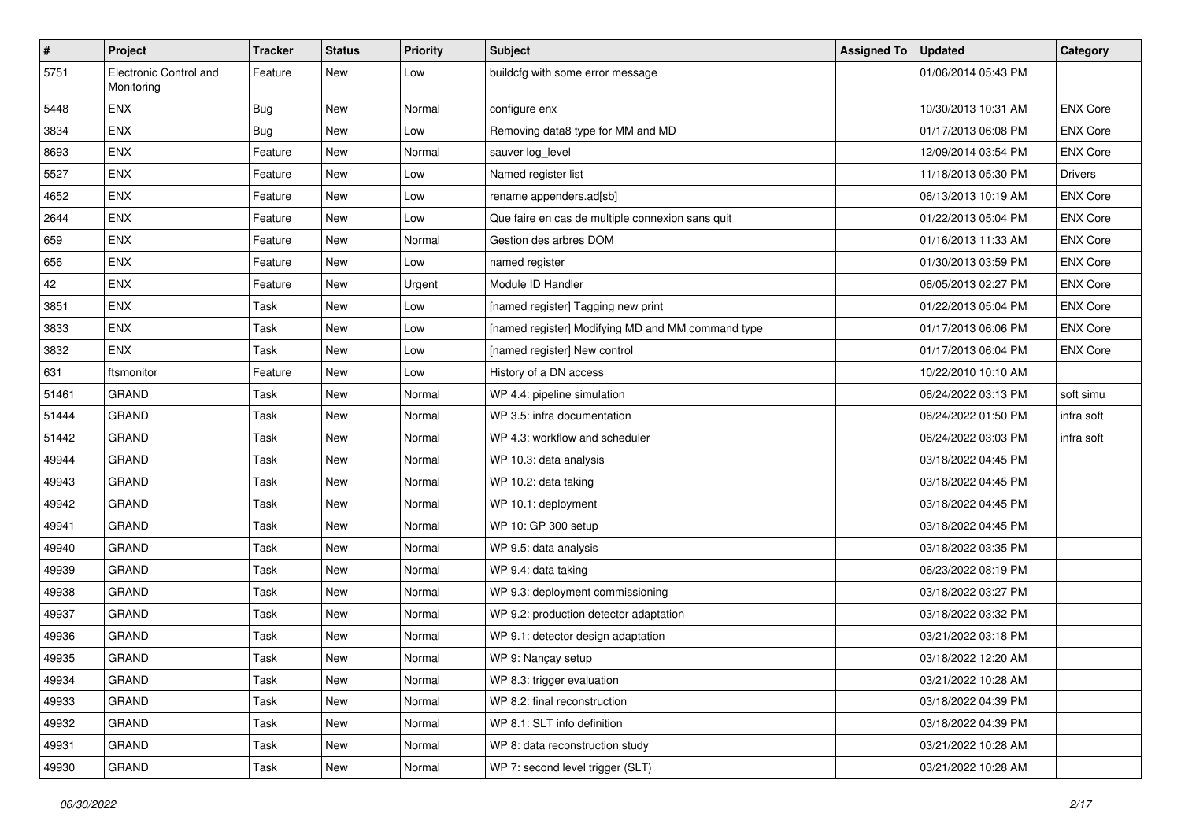| # | Project | Tracker | Status | Priority | Subject | Assigned To | Updated | Category |
|---|---|---|---|---|---|---|---|---|
| 5751 | Electronic Control and Monitoring | Feature | New | Low | buildcfg with some error message | | 01/06/2014 05:43 PM | |
| 5448 | ENX | Bug | New | Normal | configure enx | | 10/30/2013 10:31 AM | ENX Core |
| 3834 | ENX | Bug | New | Low | Removing data8 type for MM and MD | | 01/17/2013 06:08 PM | ENX Core |
| 8693 | ENX | Feature | New | Normal | sauver log_level | | 12/09/2014 03:54 PM | ENX Core |
| 5527 | ENX | Feature | New | Low | Named register list | | 11/18/2013 05:30 PM | Drivers |
| 4652 | ENX | Feature | New | Low | rename appenders.ad[sb] | | 06/13/2013 10:19 AM | ENX Core |
| 2644 | ENX | Feature | New | Low | Que faire en cas de multiple connexion sans quit | | 01/22/2013 05:04 PM | ENX Core |
| 659 | ENX | Feature | New | Normal | Gestion des arbres DOM | | 01/16/2013 11:33 AM | ENX Core |
| 656 | ENX | Feature | New | Low | named register | | 01/30/2013 03:59 PM | ENX Core |
| 42 | ENX | Feature | New | Urgent | Module ID Handler | | 06/05/2013 02:27 PM | ENX Core |
| 3851 | ENX | Task | New | Low | [named register] Tagging new print | | 01/22/2013 05:04 PM | ENX Core |
| 3833 | ENX | Task | New | Low | [named register] Modifying MD and MM command type | | 01/17/2013 06:06 PM | ENX Core |
| 3832 | ENX | Task | New | Low | [named register] New control | | 01/17/2013 06:04 PM | ENX Core |
| 631 | ftsmonitor | Feature | New | Low | History of a DN access | | 10/22/2010 10:10 AM | |
| 51461 | GRAND | Task | New | Normal | WP 4.4: pipeline simulation | | 06/24/2022 03:13 PM | soft simu |
| 51444 | GRAND | Task | New | Normal | WP 3.5: infra documentation | | 06/24/2022 01:50 PM | infra soft |
| 51442 | GRAND | Task | New | Normal | WP 4.3: workflow and scheduler | | 06/24/2022 03:03 PM | infra soft |
| 49944 | GRAND | Task | New | Normal | WP 10.3: data analysis | | 03/18/2022 04:45 PM | |
| 49943 | GRAND | Task | New | Normal | WP 10.2: data taking | | 03/18/2022 04:45 PM | |
| 49942 | GRAND | Task | New | Normal | WP 10.1: deployment | | 03/18/2022 04:45 PM | |
| 49941 | GRAND | Task | New | Normal | WP 10: GP 300 setup | | 03/18/2022 04:45 PM | |
| 49940 | GRAND | Task | New | Normal | WP 9.5: data analysis | | 03/18/2022 03:35 PM | |
| 49939 | GRAND | Task | New | Normal | WP 9.4: data taking | | 06/23/2022 08:19 PM | |
| 49938 | GRAND | Task | New | Normal | WP 9.3: deployment commissioning | | 03/18/2022 03:27 PM | |
| 49937 | GRAND | Task | New | Normal | WP 9.2: production detector adaptation | | 03/18/2022 03:32 PM | |
| 49936 | GRAND | Task | New | Normal | WP 9.1: detector design adaptation | | 03/21/2022 03:18 PM | |
| 49935 | GRAND | Task | New | Normal | WP 9: Nançay setup | | 03/18/2022 12:20 AM | |
| 49934 | GRAND | Task | New | Normal | WP 8.3: trigger evaluation | | 03/21/2022 10:28 AM | |
| 49933 | GRAND | Task | New | Normal | WP 8.2: final reconstruction | | 03/18/2022 04:39 PM | |
| 49932 | GRAND | Task | New | Normal | WP 8.1: SLT info definition | | 03/18/2022 04:39 PM | |
| 49931 | GRAND | Task | New | Normal | WP 8: data reconstruction study | | 03/21/2022 10:28 AM | |
| 49930 | GRAND | Task | New | Normal | WP 7: second level trigger (SLT) | | 03/21/2022 10:28 AM | |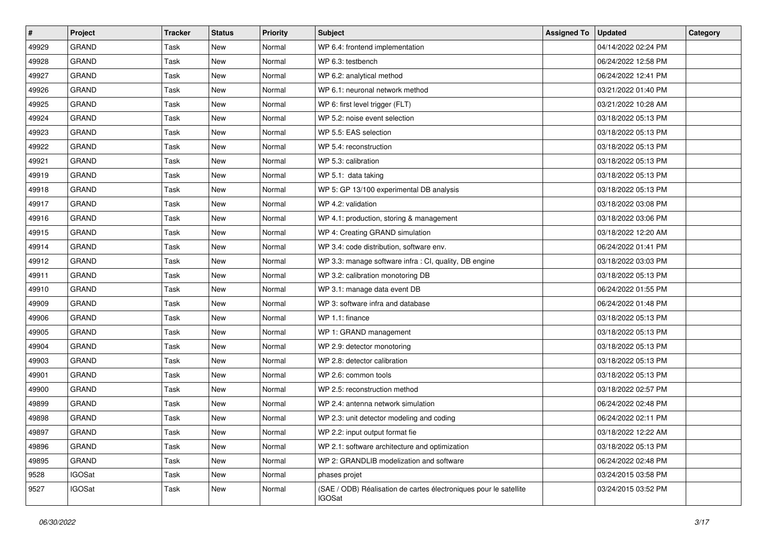| # | Project | Tracker | Status | Priority | Subject | Assigned To | Updated | Category |
|---|---|---|---|---|---|---|---|---|
| 49929 | GRAND | Task | New | Normal | WP 6.4: frontend implementation | | 04/14/2022 02:24 PM | |
| 49928 | GRAND | Task | New | Normal | WP 6.3: testbench | | 06/24/2022 12:58 PM | |
| 49927 | GRAND | Task | New | Normal | WP 6.2: analytical method | | 06/24/2022 12:41 PM | |
| 49926 | GRAND | Task | New | Normal | WP 6.1: neuronal network method | | 03/21/2022 01:40 PM | |
| 49925 | GRAND | Task | New | Normal | WP 6: first level trigger (FLT) | | 03/21/2022 10:28 AM | |
| 49924 | GRAND | Task | New | Normal | WP 5.2: noise event selection | | 03/18/2022 05:13 PM | |
| 49923 | GRAND | Task | New | Normal | WP 5.5: EAS selection | | 03/18/2022 05:13 PM | |
| 49922 | GRAND | Task | New | Normal | WP 5.4: reconstruction | | 03/18/2022 05:13 PM | |
| 49921 | GRAND | Task | New | Normal | WP 5.3: calibration | | 03/18/2022 05:13 PM | |
| 49919 | GRAND | Task | New | Normal | WP 5.1: data taking | | 03/18/2022 05:13 PM | |
| 49918 | GRAND | Task | New | Normal | WP 5: GP 13/100 experimental DB analysis | | 03/18/2022 05:13 PM | |
| 49917 | GRAND | Task | New | Normal | WP 4.2: validation | | 03/18/2022 03:08 PM | |
| 49916 | GRAND | Task | New | Normal | WP 4.1: production, storing & management | | 03/18/2022 03:06 PM | |
| 49915 | GRAND | Task | New | Normal | WP 4: Creating GRAND simulation | | 03/18/2022 12:20 AM | |
| 49914 | GRAND | Task | New | Normal | WP 3.4: code distribution, software env. | | 06/24/2022 01:41 PM | |
| 49912 | GRAND | Task | New | Normal | WP 3.3: manage software infra : CI, quality, DB engine | | 03/18/2022 03:03 PM | |
| 49911 | GRAND | Task | New | Normal | WP 3.2: calibration monotoring DB | | 03/18/2022 05:13 PM | |
| 49910 | GRAND | Task | New | Normal | WP 3.1: manage data event DB | | 06/24/2022 01:55 PM | |
| 49909 | GRAND | Task | New | Normal | WP 3: software infra and database | | 06/24/2022 01:48 PM | |
| 49906 | GRAND | Task | New | Normal | WP 1.1: finance | | 03/18/2022 05:13 PM | |
| 49905 | GRAND | Task | New | Normal | WP 1: GRAND management | | 03/18/2022 05:13 PM | |
| 49904 | GRAND | Task | New | Normal | WP 2.9: detector monotoring | | 03/18/2022 05:13 PM | |
| 49903 | GRAND | Task | New | Normal | WP 2.8: detector calibration | | 03/18/2022 05:13 PM | |
| 49901 | GRAND | Task | New | Normal | WP 2.6: common tools | | 03/18/2022 05:13 PM | |
| 49900 | GRAND | Task | New | Normal | WP 2.5: reconstruction method | | 03/18/2022 02:57 PM | |
| 49899 | GRAND | Task | New | Normal | WP 2.4: antenna network simulation | | 06/24/2022 02:48 PM | |
| 49898 | GRAND | Task | New | Normal | WP 2.3: unit detector modeling and coding | | 06/24/2022 02:11 PM | |
| 49897 | GRAND | Task | New | Normal | WP 2.2: input output format fie | | 03/18/2022 12:22 AM | |
| 49896 | GRAND | Task | New | Normal | WP 2.1: software architecture and optimization | | 03/18/2022 05:13 PM | |
| 49895 | GRAND | Task | New | Normal | WP 2: GRANDLIB modelization and software | | 06/24/2022 02:48 PM | |
| 9528 | IGOSat | Task | New | Normal | phases projet | | 03/24/2015 03:58 PM | |
| 9527 | IGOSat | Task | New | Normal | (SAE / ODB) Réalisation de cartes électroniques pour le satellite IGOSat | | 03/24/2015 03:52 PM | |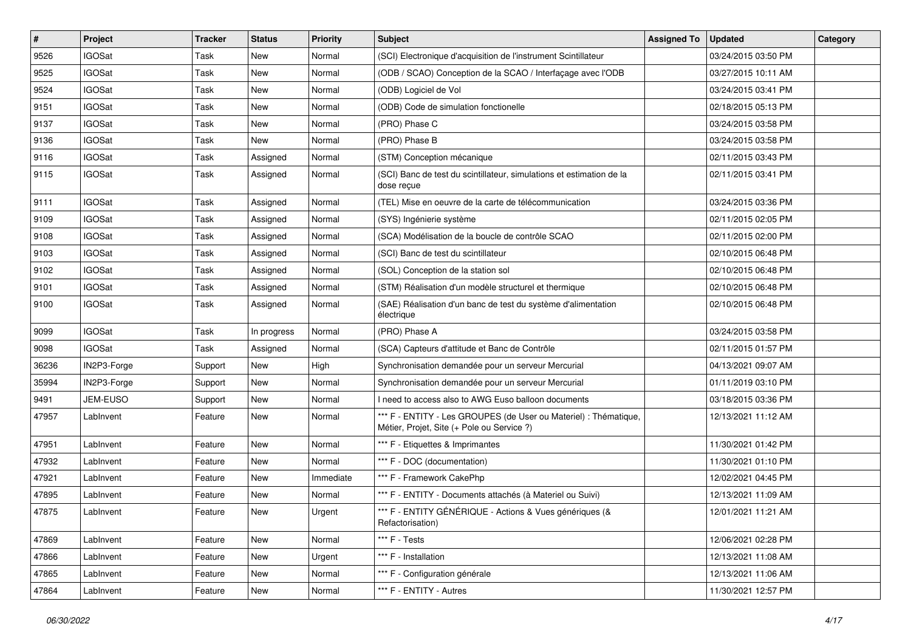| # | Project | Tracker | Status | Priority | Subject | Assigned To | Updated | Category |
|---|---|---|---|---|---|---|---|---|
| 9526 | IGOSat | Task | New | Normal | (SCI) Electronique d'acquisition de l'instrument Scintillateur | | 03/24/2015 03:50 PM | |
| 9525 | IGOSat | Task | New | Normal | (ODB / SCAO) Conception de la SCAO / Interfaçage avec l'ODB | | 03/27/2015 10:11 AM | |
| 9524 | IGOSat | Task | New | Normal | (ODB) Logiciel de Vol | | 03/24/2015 03:41 PM | |
| 9151 | IGOSat | Task | New | Normal | (ODB) Code de simulation fonctionelle | | 02/18/2015 05:13 PM | |
| 9137 | IGOSat | Task | New | Normal | (PRO) Phase C | | 03/24/2015 03:58 PM | |
| 9136 | IGOSat | Task | New | Normal | (PRO) Phase B | | 03/24/2015 03:58 PM | |
| 9116 | IGOSat | Task | Assigned | Normal | (STM) Conception mécanique | | 02/11/2015 03:43 PM | |
| 9115 | IGOSat | Task | Assigned | Normal | (SCI) Banc de test du scintillateur, simulations et estimation de la dose reçue | | 02/11/2015 03:41 PM | |
| 9111 | IGOSat | Task | Assigned | Normal | (TEL) Mise en oeuvre de la carte de télécommunication | | 03/24/2015 03:36 PM | |
| 9109 | IGOSat | Task | Assigned | Normal | (SYS) Ingénierie système | | 02/11/2015 02:05 PM | |
| 9108 | IGOSat | Task | Assigned | Normal | (SCA) Modélisation de la boucle de contrôle SCAO | | 02/11/2015 02:00 PM | |
| 9103 | IGOSat | Task | Assigned | Normal | (SCI) Banc de test du scintillateur | | 02/10/2015 06:48 PM | |
| 9102 | IGOSat | Task | Assigned | Normal | (SOL) Conception de la station sol | | 02/10/2015 06:48 PM | |
| 9101 | IGOSat | Task | Assigned | Normal | (STM) Réalisation d'un modèle structurel et thermique | | 02/10/2015 06:48 PM | |
| 9100 | IGOSat | Task | Assigned | Normal | (SAE) Réalisation d'un banc de test du système d'alimentation électrique | | 02/10/2015 06:48 PM | |
| 9099 | IGOSat | Task | In progress | Normal | (PRO) Phase A | | 03/24/2015 03:58 PM | |
| 9098 | IGOSat | Task | Assigned | Normal | (SCA) Capteurs d'attitude et Banc de Contrôle | | 02/11/2015 01:57 PM | |
| 36236 | IN2P3-Forge | Support | New | High | Synchronisation demandée pour un serveur Mercurial | | 04/13/2021 09:07 AM | |
| 35994 | IN2P3-Forge | Support | New | Normal | Synchronisation demandée pour un serveur Mercurial | | 01/11/2019 03:10 PM | |
| 9491 | JEM-EUSO | Support | New | Normal | I need to access also to AWG Euso balloon documents | | 03/18/2015 03:36 PM | |
| 47957 | LabInvent | Feature | New | Normal | *** F - ENTITY - Les GROUPES (de User ou Materiel) : Thématique, Métier, Projet, Site (+ Pole ou Service ?) | | 12/13/2021 11:12 AM | |
| 47951 | LabInvent | Feature | New | Normal | *** F - Etiquettes & Imprimantes | | 11/30/2021 01:42 PM | |
| 47932 | LabInvent | Feature | New | Normal | *** F - DOC (documentation) | | 11/30/2021 01:10 PM | |
| 47921 | LabInvent | Feature | New | Immediate | *** F - Framework CakePhp | | 12/02/2021 04:45 PM | |
| 47895 | LabInvent | Feature | New | Normal | *** F - ENTITY - Documents attachés (à Materiel ou Suivi) | | 12/13/2021 11:09 AM | |
| 47875 | LabInvent | Feature | New | Urgent | *** F - ENTITY GÉNÉRIQUE - Actions & Vues génériques (& Refactorisation) | | 12/01/2021 11:21 AM | |
| 47869 | LabInvent | Feature | New | Normal | *** F - Tests | | 12/06/2021 02:28 PM | |
| 47866 | LabInvent | Feature | New | Urgent | *** F - Installation | | 12/13/2021 11:08 AM | |
| 47865 | LabInvent | Feature | New | Normal | *** F - Configuration générale | | 12/13/2021 11:06 AM | |
| 47864 | LabInvent | Feature | New | Normal | *** F - ENTITY - Autres | | 11/30/2021 12:57 PM | |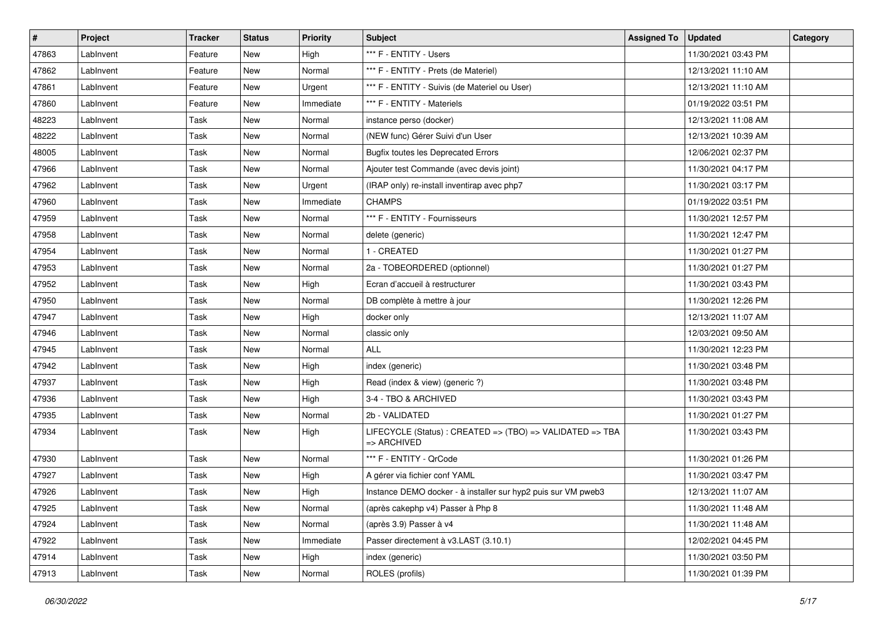| # | Project | Tracker | Status | Priority | Subject | Assigned To | Updated | Category |
|---|---|---|---|---|---|---|---|---|
| 47863 | LabInvent | Feature | New | High | *** F - ENTITY - Users | | 11/30/2021 03:43 PM | |
| 47862 | LabInvent | Feature | New | Normal | *** F - ENTITY - Prets (de Materiel) | | 12/13/2021 11:10 AM | |
| 47861 | LabInvent | Feature | New | Urgent | *** F - ENTITY - Suivis (de Materiel ou User) | | 12/13/2021 11:10 AM | |
| 47860 | LabInvent | Feature | New | Immediate | *** F - ENTITY - Materiels | | 01/19/2022 03:51 PM | |
| 48223 | LabInvent | Task | New | Normal | instance perso (docker) | | 12/13/2021 11:08 AM | |
| 48222 | LabInvent | Task | New | Normal | (NEW func) Gérer Suivi d'un User | | 12/13/2021 10:39 AM | |
| 48005 | LabInvent | Task | New | Normal | Bugfix toutes les Deprecated Errors | | 12/06/2021 02:37 PM | |
| 47966 | LabInvent | Task | New | Normal | Ajouter test Commande (avec devis joint) | | 11/30/2021 04:17 PM | |
| 47962 | LabInvent | Task | New | Urgent | (IRAP only) re-install inventirap avec php7 | | 11/30/2021 03:17 PM | |
| 47960 | LabInvent | Task | New | Immediate | CHAMPS | | 01/19/2022 03:51 PM | |
| 47959 | LabInvent | Task | New | Normal | *** F - ENTITY - Fournisseurs | | 11/30/2021 12:57 PM | |
| 47958 | LabInvent | Task | New | Normal | delete (generic) | | 11/30/2021 12:47 PM | |
| 47954 | LabInvent | Task | New | Normal | 1 - CREATED | | 11/30/2021 01:27 PM | |
| 47953 | LabInvent | Task | New | Normal | 2a - TOBEORDERED (optionnel) | | 11/30/2021 01:27 PM | |
| 47952 | LabInvent | Task | New | High | Ecran d'accueil à restructurer | | 11/30/2021 03:43 PM | |
| 47950 | LabInvent | Task | New | Normal | DB complète à mettre à jour | | 11/30/2021 12:26 PM | |
| 47947 | LabInvent | Task | New | High | docker only | | 12/13/2021 11:07 AM | |
| 47946 | LabInvent | Task | New | Normal | classic only | | 12/03/2021 09:50 AM | |
| 47945 | LabInvent | Task | New | Normal | ALL | | 11/30/2021 12:23 PM | |
| 47942 | LabInvent | Task | New | High | index (generic) | | 11/30/2021 03:48 PM | |
| 47937 | LabInvent | Task | New | High | Read (index & view) (generic ?) | | 11/30/2021 03:48 PM | |
| 47936 | LabInvent | Task | New | High | 3-4 - TBO & ARCHIVED | | 11/30/2021 03:43 PM | |
| 47935 | LabInvent | Task | New | Normal | 2b - VALIDATED | | 11/30/2021 01:27 PM | |
| 47934 | LabInvent | Task | New | High | LIFECYCLE (Status) : CREATED => (TBO) => VALIDATED => TBA => ARCHIVED | | 11/30/2021 03:43 PM | |
| 47930 | LabInvent | Task | New | Normal | *** F - ENTITY - QrCode | | 11/30/2021 01:26 PM | |
| 47927 | LabInvent | Task | New | High | A gérer via fichier conf YAML | | 11/30/2021 03:47 PM | |
| 47926 | LabInvent | Task | New | High | Instance DEMO docker - à installer sur hyp2 puis sur VM pweb3 | | 12/13/2021 11:07 AM | |
| 47925 | LabInvent | Task | New | Normal | (après cakephp v4) Passer à Php 8 | | 11/30/2021 11:48 AM | |
| 47924 | LabInvent | Task | New | Normal | (après 3.9) Passer à v4 | | 11/30/2021 11:48 AM | |
| 47922 | LabInvent | Task | New | Immediate | Passer directement à v3.LAST (3.10.1) | | 12/02/2021 04:45 PM | |
| 47914 | LabInvent | Task | New | High | index (generic) | | 11/30/2021 03:50 PM | |
| 47913 | LabInvent | Task | New | Normal | ROLES (profils) | | 11/30/2021 01:39 PM | |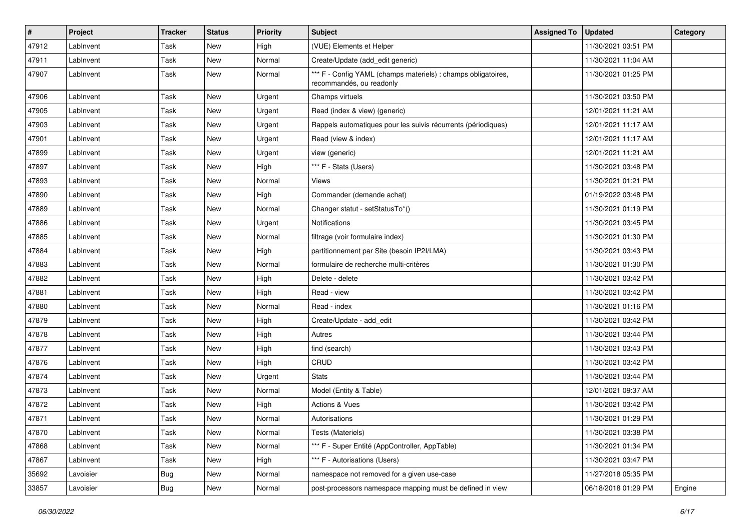| # | Project | Tracker | Status | Priority | Subject | Assigned To | Updated | Category |
|---|---|---|---|---|---|---|---|---|
| 47912 | LabInvent | Task | New | High | (VUE) Elements et Helper | | 11/30/2021 03:51 PM | |
| 47911 | LabInvent | Task | New | Normal | Create/Update (add_edit generic) | | 11/30/2021 11:04 AM | |
| 47907 | LabInvent | Task | New | Normal | *** F - Config YAML (champs materiels) : champs obligatoires, recommandés, ou readonly | | 11/30/2021 01:25 PM | |
| 47906 | LabInvent | Task | New | Urgent | Champs virtuels | | 11/30/2021 03:50 PM | |
| 47905 | LabInvent | Task | New | Urgent | Read (index & view) (generic) | | 12/01/2021 11:21 AM | |
| 47903 | LabInvent | Task | New | Urgent | Rappels automatiques pour les suivis récurrents (périodiques) | | 12/01/2021 11:17 AM | |
| 47901 | LabInvent | Task | New | Urgent | Read (view & index) | | 12/01/2021 11:17 AM | |
| 47899 | LabInvent | Task | New | Urgent | view (generic) | | 12/01/2021 11:21 AM | |
| 47897 | LabInvent | Task | New | High | *** F - Stats (Users) | | 11/30/2021 03:48 PM | |
| 47893 | LabInvent | Task | New | Normal | Views | | 11/30/2021 01:21 PM | |
| 47890 | LabInvent | Task | New | High | Commander (demande achat) | | 01/19/2022 03:48 PM | |
| 47889 | LabInvent | Task | New | Normal | Changer statut - setStatusTo*() | | 11/30/2021 01:19 PM | |
| 47886 | LabInvent | Task | New | Urgent | Notifications | | 11/30/2021 03:45 PM | |
| 47885 | LabInvent | Task | New | Normal | filtrage (voir formulaire index) | | 11/30/2021 01:30 PM | |
| 47884 | LabInvent | Task | New | High | partitionnement par Site (besoin IP2I/LMA) | | 11/30/2021 03:43 PM | |
| 47883 | LabInvent | Task | New | Normal | formulaire de recherche multi-critères | | 11/30/2021 01:30 PM | |
| 47882 | LabInvent | Task | New | High | Delete - delete | | 11/30/2021 03:42 PM | |
| 47881 | LabInvent | Task | New | High | Read - view | | 11/30/2021 03:42 PM | |
| 47880 | LabInvent | Task | New | Normal | Read - index | | 11/30/2021 01:16 PM | |
| 47879 | LabInvent | Task | New | High | Create/Update - add_edit | | 11/30/2021 03:42 PM | |
| 47878 | LabInvent | Task | New | High | Autres | | 11/30/2021 03:44 PM | |
| 47877 | LabInvent | Task | New | High | find (search) | | 11/30/2021 03:43 PM | |
| 47876 | LabInvent | Task | New | High | CRUD | | 11/30/2021 03:42 PM | |
| 47874 | LabInvent | Task | New | Urgent | Stats | | 11/30/2021 03:44 PM | |
| 47873 | LabInvent | Task | New | Normal | Model (Entity & Table) | | 12/01/2021 09:37 AM | |
| 47872 | LabInvent | Task | New | High | Actions & Vues | | 11/30/2021 03:42 PM | |
| 47871 | LabInvent | Task | New | Normal | Autorisations | | 11/30/2021 01:29 PM | |
| 47870 | LabInvent | Task | New | Normal | Tests (Materiels) | | 11/30/2021 03:38 PM | |
| 47868 | LabInvent | Task | New | Normal | *** F - Super Entité (AppController, AppTable) | | 11/30/2021 01:34 PM | |
| 47867 | LabInvent | Task | New | High | *** F - Autorisations (Users) | | 11/30/2021 03:47 PM | |
| 35692 | Lavoisier | Bug | New | Normal | namespace not removed for a given use-case | | 11/27/2018 05:35 PM | |
| 33857 | Lavoisier | Bug | New | Normal | post-processors namespace mapping must be defined in view | | 06/18/2018 01:29 PM | Engine |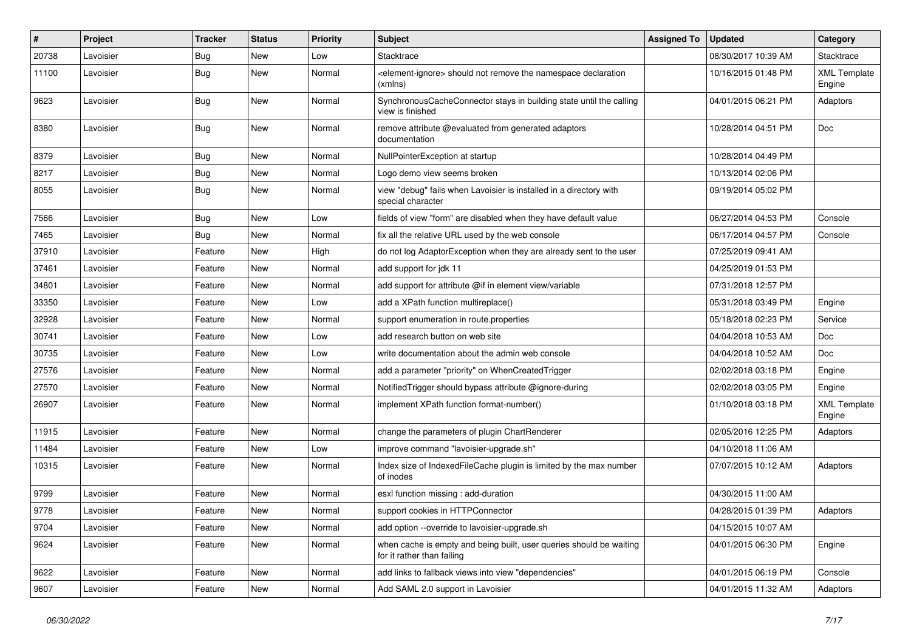| # | Project | Tracker | Status | Priority | Subject | Assigned To | Updated | Category |
|---|---|---|---|---|---|---|---|---|
| 20738 | Lavoisier | Bug | New | Low | Stacktrace | | 08/30/2017 10:39 AM | Stacktrace |
| 11100 | Lavoisier | Bug | New | Normal | <element-ignore> should not remove the namespace declaration (xmlns) | | 10/16/2015 01:48 PM | XML Template Engine |
| 9623 | Lavoisier | Bug | New | Normal | SynchronousCacheConnector stays in building state until the calling view is finished | | 04/01/2015 06:21 PM | Adaptors |
| 8380 | Lavoisier | Bug | New | Normal | remove attribute @evaluated from generated adaptors documentation | | 10/28/2014 04:51 PM | Doc |
| 8379 | Lavoisier | Bug | New | Normal | NullPointerException at startup | | 10/28/2014 04:49 PM | |
| 8217 | Lavoisier | Bug | New | Normal | Logo demo view seems broken | | 10/13/2014 02:06 PM | |
| 8055 | Lavoisier | Bug | New | Normal | view "debug" fails when Lavoisier is installed in a directory with special character | | 09/19/2014 05:02 PM | |
| 7566 | Lavoisier | Bug | New | Low | fields of view "form" are disabled when they have default value | | 06/27/2014 04:53 PM | Console |
| 7465 | Lavoisier | Bug | New | Normal | fix all the relative URL used by the web console | | 06/17/2014 04:57 PM | Console |
| 37910 | Lavoisier | Feature | New | High | do not log AdaptorException when they are already sent to the user | | 07/25/2019 09:41 AM | |
| 37461 | Lavoisier | Feature | New | Normal | add support for jdk 11 | | 04/25/2019 01:53 PM | |
| 34801 | Lavoisier | Feature | New | Normal | add support for attribute @if in element view/variable | | 07/31/2018 12:57 PM | |
| 33350 | Lavoisier | Feature | New | Low | add a XPath function multireplace() | | 05/31/2018 03:49 PM | Engine |
| 32928 | Lavoisier | Feature | New | Normal | support enumeration in route.properties | | 05/18/2018 02:23 PM | Service |
| 30741 | Lavoisier | Feature | New | Low | add research button on web site | | 04/04/2018 10:53 AM | Doc |
| 30735 | Lavoisier | Feature | New | Low | write documentation about the admin web console | | 04/04/2018 10:52 AM | Doc |
| 27576 | Lavoisier | Feature | New | Normal | add a parameter "priority" on WhenCreatedTrigger | | 02/02/2018 03:18 PM | Engine |
| 27570 | Lavoisier | Feature | New | Normal | NotifiedTrigger should bypass attribute @ignore-during | | 02/02/2018 03:05 PM | Engine |
| 26907 | Lavoisier | Feature | New | Normal | implement XPath function format-number() | | 01/10/2018 03:18 PM | XML Template Engine |
| 11915 | Lavoisier | Feature | New | Normal | change the parameters of plugin ChartRenderer | | 02/05/2016 12:25 PM | Adaptors |
| 11484 | Lavoisier | Feature | New | Low | improve command "lavoisier-upgrade.sh" | | 04/10/2018 11:06 AM | |
| 10315 | Lavoisier | Feature | New | Normal | Index size of IndexedFileCache plugin is limited by the max number of inodes | | 07/07/2015 10:12 AM | Adaptors |
| 9799 | Lavoisier | Feature | New | Normal | esxl function missing : add-duration | | 04/30/2015 11:00 AM | |
| 9778 | Lavoisier | Feature | New | Normal | support cookies in HTTPConnector | | 04/28/2015 01:39 PM | Adaptors |
| 9704 | Lavoisier | Feature | New | Normal | add option --override to lavoisier-upgrade.sh | | 04/15/2015 10:07 AM | |
| 9624 | Lavoisier | Feature | New | Normal | when cache is empty and being built, user queries should be waiting for it rather than failing | | 04/01/2015 06:30 PM | Engine |
| 9622 | Lavoisier | Feature | New | Normal | add links to fallback views into view "dependencies" | | 04/01/2015 06:19 PM | Console |
| 9607 | Lavoisier | Feature | New | Normal | Add SAML 2.0 support in Lavoisier | | 04/01/2015 11:32 AM | Adaptors |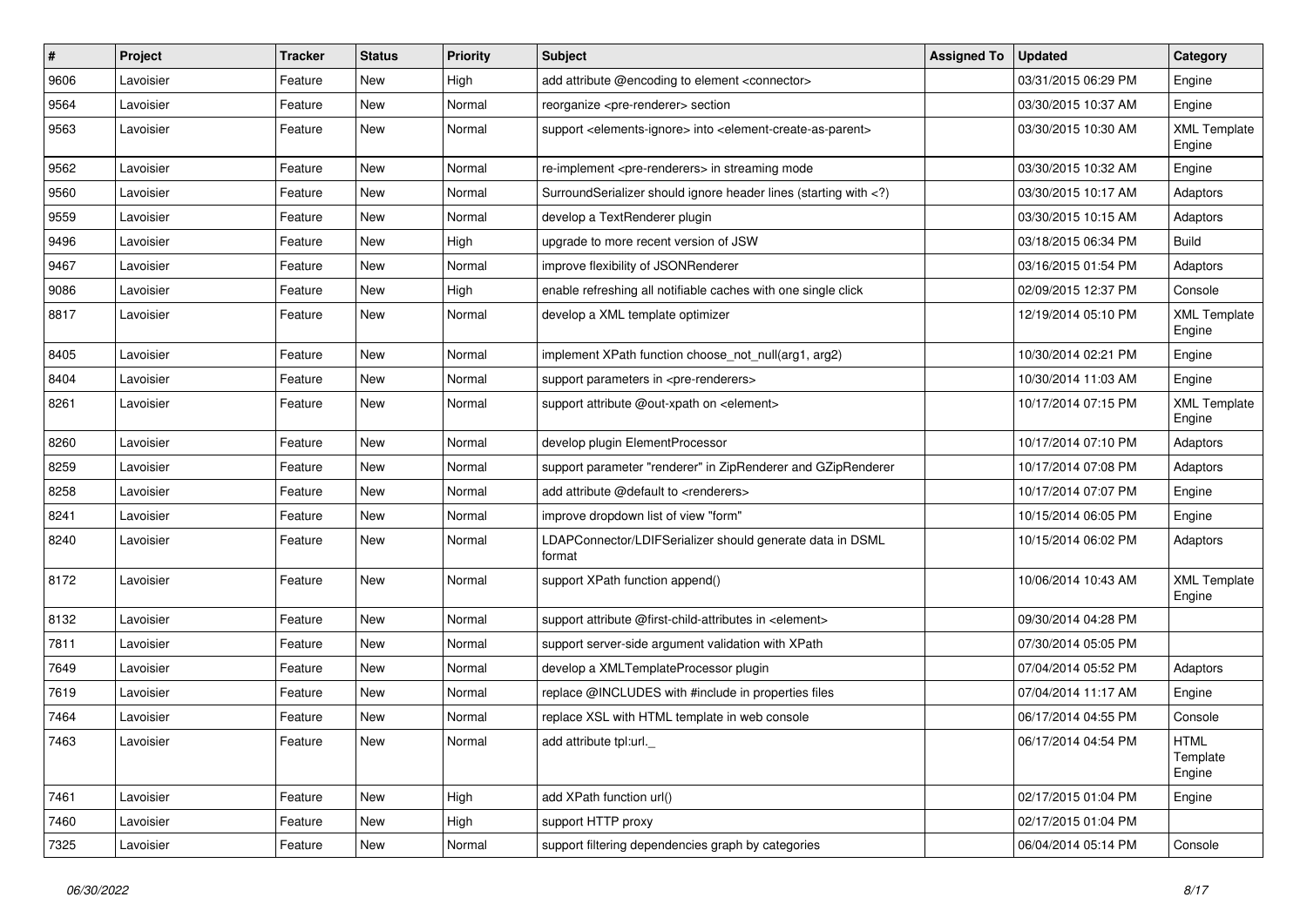| # | Project | Tracker | Status | Priority | Subject | Assigned To | Updated | Category |
|---|---|---|---|---|---|---|---|---|
| 9606 | Lavoisier | Feature | New | High | add attribute @encoding to element <connector> | | 03/31/2015 06:29 PM | Engine |
| 9564 | Lavoisier | Feature | New | Normal | reorganize <pre-renderer> section | | 03/30/2015 10:37 AM | Engine |
| 9563 | Lavoisier | Feature | New | Normal | support <elements-ignore> into <element-create-as-parent> | | 03/30/2015 10:30 AM | XML Template Engine |
| 9562 | Lavoisier | Feature | New | Normal | re-implement <pre-renderers> in streaming mode | | 03/30/2015 10:32 AM | Engine |
| 9560 | Lavoisier | Feature | New | Normal | SurroundSerializer should ignore header lines (starting with <?) | | 03/30/2015 10:17 AM | Adaptors |
| 9559 | Lavoisier | Feature | New | Normal | develop a TextRenderer plugin | | 03/30/2015 10:15 AM | Adaptors |
| 9496 | Lavoisier | Feature | New | High | upgrade to more recent version of JSW | | 03/18/2015 06:34 PM | Build |
| 9467 | Lavoisier | Feature | New | Normal | improve flexibility of JSONRenderer | | 03/16/2015 01:54 PM | Adaptors |
| 9086 | Lavoisier | Feature | New | High | enable refreshing all notifiable caches with one single click | | 02/09/2015 12:37 PM | Console |
| 8817 | Lavoisier | Feature | New | Normal | develop a XML template optimizer | | 12/19/2014 05:10 PM | XML Template Engine |
| 8405 | Lavoisier | Feature | New | Normal | implement XPath function choose_not_null(arg1, arg2) | | 10/30/2014 02:21 PM | Engine |
| 8404 | Lavoisier | Feature | New | Normal | support parameters in <pre-renderers> | | 10/30/2014 11:03 AM | Engine |
| 8261 | Lavoisier | Feature | New | Normal | support attribute @out-xpath on <element> | | 10/17/2014 07:15 PM | XML Template Engine |
| 8260 | Lavoisier | Feature | New | Normal | develop plugin ElementProcessor | | 10/17/2014 07:10 PM | Adaptors |
| 8259 | Lavoisier | Feature | New | Normal | support parameter "renderer" in ZipRenderer and GZipRenderer | | 10/17/2014 07:08 PM | Adaptors |
| 8258 | Lavoisier | Feature | New | Normal | add attribute @default to <renderers> | | 10/17/2014 07:07 PM | Engine |
| 8241 | Lavoisier | Feature | New | Normal | improve dropdown list of view "form" | | 10/15/2014 06:05 PM | Engine |
| 8240 | Lavoisier | Feature | New | Normal | LDAPConnector/LDIFSerializer should generate data in DSML format | | 10/15/2014 06:02 PM | Adaptors |
| 8172 | Lavoisier | Feature | New | Normal | support XPath function append() | | 10/06/2014 10:43 AM | XML Template Engine |
| 8132 | Lavoisier | Feature | New | Normal | support attribute @first-child-attributes in <element> | | 09/30/2014 04:28 PM | |
| 7811 | Lavoisier | Feature | New | Normal | support server-side argument validation with XPath | | 07/30/2014 05:05 PM | |
| 7649 | Lavoisier | Feature | New | Normal | develop a XMLTemplateProcessor plugin | | 07/04/2014 05:52 PM | Adaptors |
| 7619 | Lavoisier | Feature | New | Normal | replace @INCLUDES with #include in properties files | | 07/04/2014 11:17 AM | Engine |
| 7464 | Lavoisier | Feature | New | Normal | replace XSL with HTML template in web console | | 06/17/2014 04:55 PM | Console |
| 7463 | Lavoisier | Feature | New | Normal | add attribute tpl:url._ | | 06/17/2014 04:54 PM | HTML Template Engine |
| 7461 | Lavoisier | Feature | New | High | add XPath function url() | | 02/17/2015 01:04 PM | Engine |
| 7460 | Lavoisier | Feature | New | High | support HTTP proxy | | 02/17/2015 01:04 PM | |
| 7325 | Lavoisier | Feature | New | Normal | support filtering dependencies graph by categories | | 06/04/2014 05:14 PM | Console |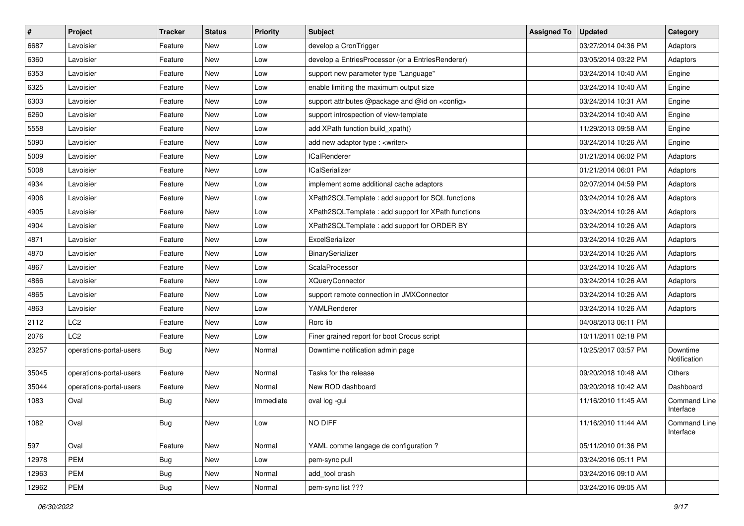| # | Project | Tracker | Status | Priority | Subject | Assigned To | Updated | Category |
|---|---|---|---|---|---|---|---|---|
| 6687 | Lavoisier | Feature | New | Low | develop a CronTrigger | | 03/27/2014 04:36 PM | Adaptors |
| 6360 | Lavoisier | Feature | New | Low | develop a EntriesProcessor (or a EntriesRenderer) | | 03/05/2014 03:22 PM | Adaptors |
| 6353 | Lavoisier | Feature | New | Low | support new parameter type "Language" | | 03/24/2014 10:40 AM | Engine |
| 6325 | Lavoisier | Feature | New | Low | enable limiting the maximum output size | | 03/24/2014 10:40 AM | Engine |
| 6303 | Lavoisier | Feature | New | Low | support attributes @package and @id on <config> | | 03/24/2014 10:31 AM | Engine |
| 6260 | Lavoisier | Feature | New | Low | support introspection of view-template | | 03/24/2014 10:40 AM | Engine |
| 5558 | Lavoisier | Feature | New | Low | add XPath function build_xpath() | | 11/29/2013 09:58 AM | Engine |
| 5090 | Lavoisier | Feature | New | Low | add new adaptor type : <writer> | | 03/24/2014 10:26 AM | Engine |
| 5009 | Lavoisier | Feature | New | Low | ICalRenderer | | 01/21/2014 06:02 PM | Adaptors |
| 5008 | Lavoisier | Feature | New | Low | ICalSerializer | | 01/21/2014 06:01 PM | Adaptors |
| 4934 | Lavoisier | Feature | New | Low | implement some additional cache adaptors | | 02/07/2014 04:59 PM | Adaptors |
| 4906 | Lavoisier | Feature | New | Low | XPath2SQLTemplate : add support for SQL functions | | 03/24/2014 10:26 AM | Adaptors |
| 4905 | Lavoisier | Feature | New | Low | XPath2SQLTemplate : add support for XPath functions | | 03/24/2014 10:26 AM | Adaptors |
| 4904 | Lavoisier | Feature | New | Low | XPath2SQLTemplate : add support for ORDER BY | | 03/24/2014 10:26 AM | Adaptors |
| 4871 | Lavoisier | Feature | New | Low | ExcelSerializer | | 03/24/2014 10:26 AM | Adaptors |
| 4870 | Lavoisier | Feature | New | Low | BinarySerializer | | 03/24/2014 10:26 AM | Adaptors |
| 4867 | Lavoisier | Feature | New | Low | ScalaProcessor | | 03/24/2014 10:26 AM | Adaptors |
| 4866 | Lavoisier | Feature | New | Low | XQueryConnector | | 03/24/2014 10:26 AM | Adaptors |
| 4865 | Lavoisier | Feature | New | Low | support remote connection in JMXConnector | | 03/24/2014 10:26 AM | Adaptors |
| 4863 | Lavoisier | Feature | New | Low | YAMLRenderer | | 03/24/2014 10:26 AM | Adaptors |
| 2112 | LC2 | Feature | New | Low | Rorc lib | | 04/08/2013 06:11 PM | |
| 2076 | LC2 | Feature | New | Low | Finer grained report for boot Crocus script | | 10/11/2011 02:18 PM | |
| 23257 | operations-portal-users | Bug | New | Normal | Downtime notification admin page | | 10/25/2017 03:57 PM | Downtime Notification |
| 35045 | operations-portal-users | Feature | New | Normal | Tasks for the release | | 09/20/2018 10:48 AM | Others |
| 35044 | operations-portal-users | Feature | New | Normal | New ROD dashboard | | 09/20/2018 10:42 AM | Dashboard |
| 1083 | Oval | Bug | New | Immediate | oval log -gui | | 11/16/2010 11:45 AM | Command Line Interface |
| 1082 | Oval | Bug | New | Low | NO DIFF | | 11/16/2010 11:44 AM | Command Line Interface |
| 597 | Oval | Feature | New | Normal | YAML comme langage de configuration ? | | 05/11/2010 01:36 PM | |
| 12978 | PEM | Bug | New | Low | pem-sync pull | | 03/24/2016 05:11 PM | |
| 12963 | PEM | Bug | New | Normal | add_tool crash | | 03/24/2016 09:10 AM | |
| 12962 | PEM | Bug | New | Normal | pem-sync list ??? | | 03/24/2016 09:05 AM | |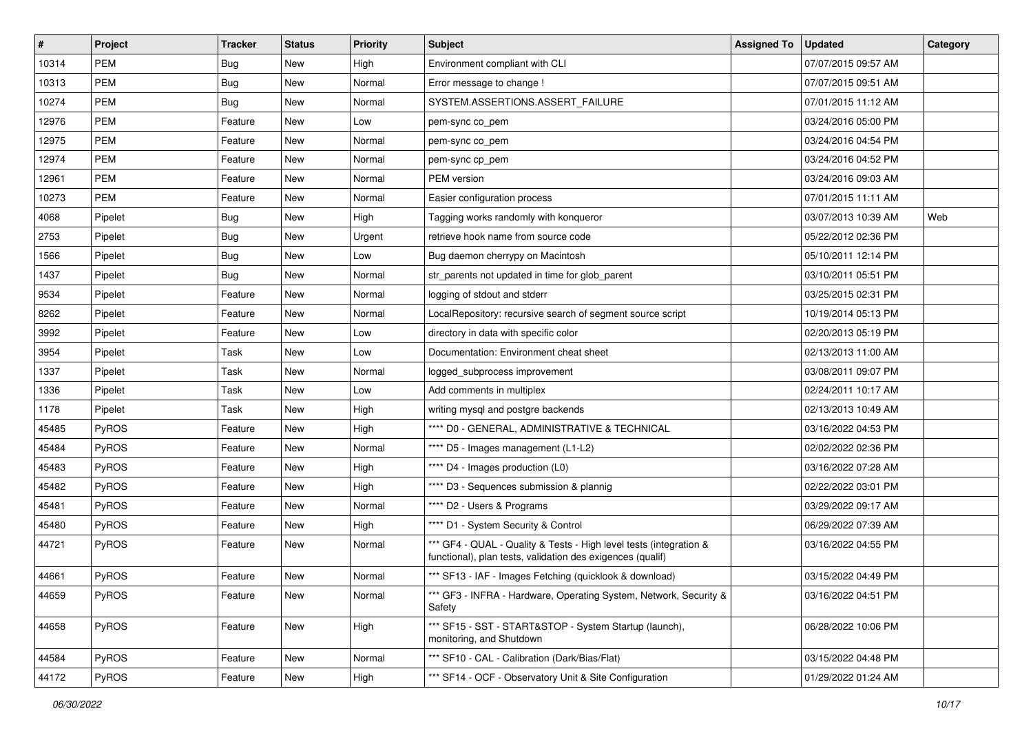| # | Project | Tracker | Status | Priority | Subject | Assigned To | Updated | Category |
|---|---|---|---|---|---|---|---|---|
| 10314 | PEM | Bug | New | High | Environment compliant with CLI | | 07/07/2015 09:57 AM | |
| 10313 | PEM | Bug | New | Normal | Error message to change ! | | 07/07/2015 09:51 AM | |
| 10274 | PEM | Bug | New | Normal | SYSTEM.ASSERTIONS.ASSERT_FAILURE | | 07/01/2015 11:12 AM | |
| 12976 | PEM | Feature | New | Low | pem-sync co_pem | | 03/24/2016 05:00 PM | |
| 12975 | PEM | Feature | New | Normal | pem-sync co_pem | | 03/24/2016 04:54 PM | |
| 12974 | PEM | Feature | New | Normal | pem-sync cp_pem | | 03/24/2016 04:52 PM | |
| 12961 | PEM | Feature | New | Normal | PEM version | | 03/24/2016 09:03 AM | |
| 10273 | PEM | Feature | New | Normal | Easier configuration process | | 07/01/2015 11:11 AM | |
| 4068 | Pipelet | Bug | New | High | Tagging works randomly with konqueror | | 03/07/2013 10:39 AM | Web |
| 2753 | Pipelet | Bug | New | Urgent | retrieve hook name from source code | | 05/22/2012 02:36 PM | |
| 1566 | Pipelet | Bug | New | Low | Bug daemon cherrypy on Macintosh | | 05/10/2011 12:14 PM | |
| 1437 | Pipelet | Bug | New | Normal | str_parents not updated in time for glob_parent | | 03/10/2011 05:51 PM | |
| 9534 | Pipelet | Feature | New | Normal | logging of stdout and stderr | | 03/25/2015 02:31 PM | |
| 8262 | Pipelet | Feature | New | Normal | LocalRepository: recursive search of segment source script | | 10/19/2014 05:13 PM | |
| 3992 | Pipelet | Feature | New | Low | directory in data with specific color | | 02/20/2013 05:19 PM | |
| 3954 | Pipelet | Task | New | Low | Documentation: Environment cheat sheet | | 02/13/2013 11:00 AM | |
| 1337 | Pipelet | Task | New | Normal | logged_subprocess improvement | | 03/08/2011 09:07 PM | |
| 1336 | Pipelet | Task | New | Low | Add comments in multiplex | | 02/24/2011 10:17 AM | |
| 1178 | Pipelet | Task | New | High | writing mysql and postgre backends | | 02/13/2013 10:49 AM | |
| 45485 | PyROS | Feature | New | High | **** D0 - GENERAL, ADMINISTRATIVE & TECHNICAL | | 03/16/2022 04:53 PM | |
| 45484 | PyROS | Feature | New | Normal | **** D5 - Images management (L1-L2) | | 02/02/2022 02:36 PM | |
| 45483 | PyROS | Feature | New | High | **** D4 - Images production (L0) | | 03/16/2022 07:28 AM | |
| 45482 | PyROS | Feature | New | High | **** D3 - Sequences submission & plannig | | 02/22/2022 03:01 PM | |
| 45481 | PyROS | Feature | New | Normal | **** D2 - Users & Programs | | 03/29/2022 09:17 AM | |
| 45480 | PyROS | Feature | New | High | **** D1 - System Security & Control | | 06/29/2022 07:39 AM | |
| 44721 | PyROS | Feature | New | Normal | *** GF4 - QUAL - Quality & Tests - High level tests (integration & functional), plan tests, validation des exigences (qualif) | | 03/16/2022 04:55 PM | |
| 44661 | PyROS | Feature | New | Normal | *** SF13 - IAF - Images Fetching (quicklook & download) | | 03/15/2022 04:49 PM | |
| 44659 | PyROS | Feature | New | Normal | *** GF3 - INFRA - Hardware, Operating System, Network, Security & Safety | | 03/16/2022 04:51 PM | |
| 44658 | PyROS | Feature | New | High | *** SF15 - SST - START&STOP - System Startup (launch), monitoring, and Shutdown | | 06/28/2022 10:06 PM | |
| 44584 | PyROS | Feature | New | Normal | *** SF10 - CAL - Calibration (Dark/Bias/Flat) | | 03/15/2022 04:48 PM | |
| 44172 | PyROS | Feature | New | High | *** SF14 - OCF - Observatory Unit & Site Configuration | | 01/29/2022 01:24 AM | |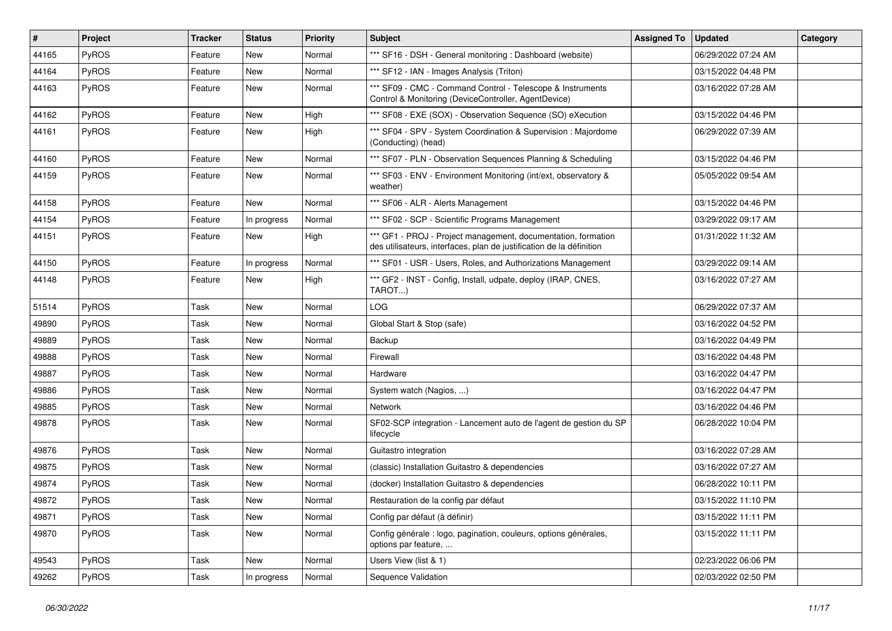| # | Project | Tracker | Status | Priority | Subject | Assigned To | Updated | Category |
|---|---|---|---|---|---|---|---|---|
| 44165 | PyROS | Feature | New | Normal | *** SF16 - DSH - General monitoring : Dashboard (website) | | 06/29/2022 07:24 AM | |
| 44164 | PyROS | Feature | New | Normal | *** SF12 - IAN - Images Analysis (Triton) | | 03/15/2022 04:48 PM | |
| 44163 | PyROS | Feature | New | Normal | *** SF09 - CMC - Command Control - Telescope & Instruments Control & Monitoring (DeviceController, AgentDevice) | | 03/16/2022 07:28 AM | |
| 44162 | PyROS | Feature | New | High | *** SF08 - EXE (SOX) - Observation Sequence (SO) eXecution | | 03/15/2022 04:46 PM | |
| 44161 | PyROS | Feature | New | High | *** SF04 - SPV - System Coordination & Supervision : Majordome (Conducting) (head) | | 06/29/2022 07:39 AM | |
| 44160 | PyROS | Feature | New | Normal | *** SF07 - PLN - Observation Sequences Planning & Scheduling | | 03/15/2022 04:46 PM | |
| 44159 | PyROS | Feature | New | Normal | *** SF03 - ENV - Environment Monitoring (int/ext, observatory & weather) | | 05/05/2022 09:54 AM | |
| 44158 | PyROS | Feature | New | Normal | *** SF06 - ALR - Alerts Management | | 03/15/2022 04:46 PM | |
| 44154 | PyROS | Feature | In progress | Normal | *** SF02 - SCP - Scientific Programs Management | | 03/29/2022 09:17 AM | |
| 44151 | PyROS | Feature | New | High | *** GF1 - PROJ - Project management, documentation, formation des utilisateurs, interfaces, plan de justification de la définition | | 01/31/2022 11:32 AM | |
| 44150 | PyROS | Feature | In progress | Normal | *** SF01 - USR - Users, Roles, and Authorizations Management | | 03/29/2022 09:14 AM | |
| 44148 | PyROS | Feature | New | High | *** GF2 - INST - Config, Install, udpate, deploy (IRAP, CNES, TAROT...) | | 03/16/2022 07:27 AM | |
| 51514 | PyROS | Task | New | Normal | LOG | | 06/29/2022 07:37 AM | |
| 49890 | PyROS | Task | New | Normal | Global Start & Stop (safe) | | 03/16/2022 04:52 PM | |
| 49889 | PyROS | Task | New | Normal | Backup | | 03/16/2022 04:49 PM | |
| 49888 | PyROS | Task | New | Normal | Firewall | | 03/16/2022 04:48 PM | |
| 49887 | PyROS | Task | New | Normal | Hardware | | 03/16/2022 04:47 PM | |
| 49886 | PyROS | Task | New | Normal | System watch (Nagios, ...) | | 03/16/2022 04:47 PM | |
| 49885 | PyROS | Task | New | Normal | Network | | 03/16/2022 04:46 PM | |
| 49878 | PyROS | Task | New | Normal | SF02-SCP integration - Lancement auto de l'agent de gestion du SP lifecycle | | 06/28/2022 10:04 PM | |
| 49876 | PyROS | Task | New | Normal | Guitastro integration | | 03/16/2022 07:28 AM | |
| 49875 | PyROS | Task | New | Normal | (classic) Installation Guitastro & dependencies | | 03/16/2022 07:27 AM | |
| 49874 | PyROS | Task | New | Normal | (docker) Installation Guitastro & dependencies | | 06/28/2022 10:11 PM | |
| 49872 | PyROS | Task | New | Normal | Restauration de la config par défaut | | 03/15/2022 11:10 PM | |
| 49871 | PyROS | Task | New | Normal | Config par défaut (à définir) | | 03/15/2022 11:11 PM | |
| 49870 | PyROS | Task | New | Normal | Config générale : logo, pagination, couleurs, options générales, options par feature, ... | | 03/15/2022 11:11 PM | |
| 49543 | PyROS | Task | New | Normal | Users View (list & 1) | | 02/23/2022 06:06 PM | |
| 49262 | PyROS | Task | In progress | Normal | Sequence Validation | | 02/03/2022 02:50 PM | |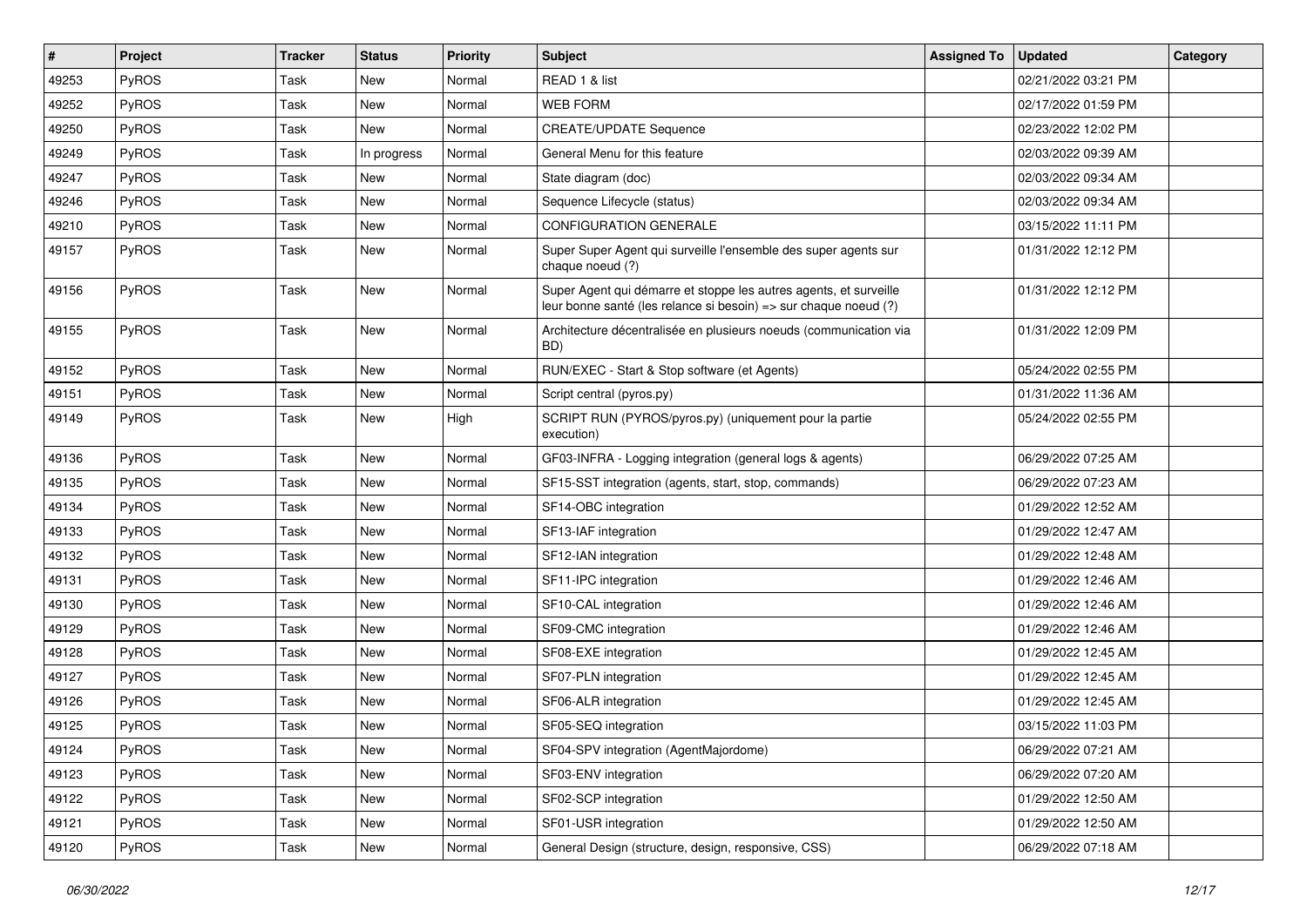| # | Project | Tracker | Status | Priority | Subject | Assigned To | Updated | Category |
|---|---|---|---|---|---|---|---|---|
| 49253 | PyROS | Task | New | Normal | READ 1 & list | | 02/21/2022 03:21 PM | |
| 49252 | PyROS | Task | New | Normal | WEB FORM | | 02/17/2022 01:59 PM | |
| 49250 | PyROS | Task | New | Normal | CREATE/UPDATE Sequence | | 02/23/2022 12:02 PM | |
| 49249 | PyROS | Task | In progress | Normal | General Menu for this feature | | 02/03/2022 09:39 AM | |
| 49247 | PyROS | Task | New | Normal | State diagram (doc) | | 02/03/2022 09:34 AM | |
| 49246 | PyROS | Task | New | Normal | Sequence Lifecycle (status) | | 02/03/2022 09:34 AM | |
| 49210 | PyROS | Task | New | Normal | CONFIGURATION GENERALE | | 03/15/2022 11:11 PM | |
| 49157 | PyROS | Task | New | Normal | Super Super Agent qui surveille l'ensemble des super agents sur chaque noeud (?) | | 01/31/2022 12:12 PM | |
| 49156 | PyROS | Task | New | Normal | Super Agent qui démarre et stoppe les autres agents, et surveille leur bonne santé (les relance si besoin) => sur chaque noeud (?) | | 01/31/2022 12:12 PM | |
| 49155 | PyROS | Task | New | Normal | Architecture décentralisée en plusieurs noeuds (communication via BD) | | 01/31/2022 12:09 PM | |
| 49152 | PyROS | Task | New | Normal | RUN/EXEC - Start & Stop software (et Agents) | | 05/24/2022 02:55 PM | |
| 49151 | PyROS | Task | New | Normal | Script central (pyros.py) | | 01/31/2022 11:36 AM | |
| 49149 | PyROS | Task | New | High | SCRIPT RUN (PYROS/pyros.py) (uniquement pour la partie execution) | | 05/24/2022 02:55 PM | |
| 49136 | PyROS | Task | New | Normal | GF03-INFRA - Logging integration (general logs & agents) | | 06/29/2022 07:25 AM | |
| 49135 | PyROS | Task | New | Normal | SF15-SST integration (agents, start, stop, commands) | | 06/29/2022 07:23 AM | |
| 49134 | PyROS | Task | New | Normal | SF14-OBC integration | | 01/29/2022 12:52 AM | |
| 49133 | PyROS | Task | New | Normal | SF13-IAF integration | | 01/29/2022 12:47 AM | |
| 49132 | PyROS | Task | New | Normal | SF12-IAN integration | | 01/29/2022 12:48 AM | |
| 49131 | PyROS | Task | New | Normal | SF11-IPC integration | | 01/29/2022 12:46 AM | |
| 49130 | PyROS | Task | New | Normal | SF10-CAL integration | | 01/29/2022 12:46 AM | |
| 49129 | PyROS | Task | New | Normal | SF09-CMC integration | | 01/29/2022 12:46 AM | |
| 49128 | PyROS | Task | New | Normal | SF08-EXE integration | | 01/29/2022 12:45 AM | |
| 49127 | PyROS | Task | New | Normal | SF07-PLN integration | | 01/29/2022 12:45 AM | |
| 49126 | PyROS | Task | New | Normal | SF06-ALR integration | | 01/29/2022 12:45 AM | |
| 49125 | PyROS | Task | New | Normal | SF05-SEQ integration | | 03/15/2022 11:03 PM | |
| 49124 | PyROS | Task | New | Normal | SF04-SPV integration (AgentMajordome) | | 06/29/2022 07:21 AM | |
| 49123 | PyROS | Task | New | Normal | SF03-ENV integration | | 06/29/2022 07:20 AM | |
| 49122 | PyROS | Task | New | Normal | SF02-SCP integration | | 01/29/2022 12:50 AM | |
| 49121 | PyROS | Task | New | Normal | SF01-USR integration | | 01/29/2022 12:50 AM | |
| 49120 | PyROS | Task | New | Normal | General Design (structure, design, responsive, CSS) | | 06/29/2022 07:18 AM | |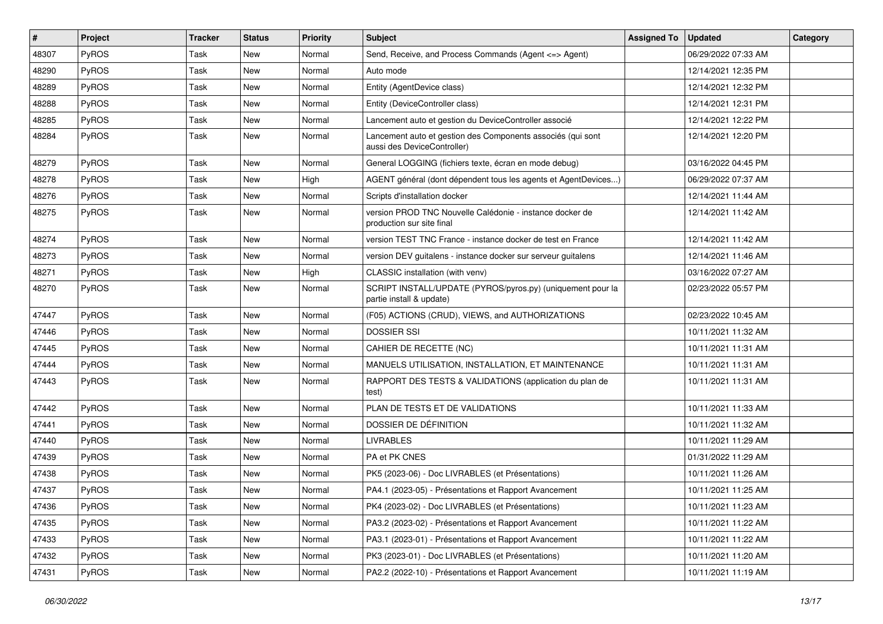| # | Project | Tracker | Status | Priority | Subject | Assigned To | Updated | Category |
|---|---|---|---|---|---|---|---|---|
| 48307 | PyROS | Task | New | Normal | Send, Receive, and Process Commands (Agent <=> Agent) | | 06/29/2022 07:33 AM | |
| 48290 | PyROS | Task | New | Normal | Auto mode | | 12/14/2021 12:35 PM | |
| 48289 | PyROS | Task | New | Normal | Entity (AgentDevice class) | | 12/14/2021 12:32 PM | |
| 48288 | PyROS | Task | New | Normal | Entity (DeviceController class) | | 12/14/2021 12:31 PM | |
| 48285 | PyROS | Task | New | Normal | Lancement auto et gestion du DeviceController associé | | 12/14/2021 12:22 PM | |
| 48284 | PyROS | Task | New | Normal | Lancement auto et gestion des Components associés (qui sont aussi des DeviceController) | | 12/14/2021 12:20 PM | |
| 48279 | PyROS | Task | New | Normal | General LOGGING (fichiers texte, écran en mode debug) | | 03/16/2022 04:45 PM | |
| 48278 | PyROS | Task | New | High | AGENT général (dont dépendent tous les agents et AgentDevices...) | | 06/29/2022 07:37 AM | |
| 48276 | PyROS | Task | New | Normal | Scripts d'installation docker | | 12/14/2021 11:44 AM | |
| 48275 | PyROS | Task | New | Normal | version PROD TNC Nouvelle Calédonie - instance docker de production sur site final | | 12/14/2021 11:42 AM | |
| 48274 | PyROS | Task | New | Normal | version TEST TNC France - instance docker de test en France | | 12/14/2021 11:42 AM | |
| 48273 | PyROS | Task | New | Normal | version DEV guitalens - instance docker sur serveur guitalens | | 12/14/2021 11:46 AM | |
| 48271 | PyROS | Task | New | High | CLASSIC installation (with venv) | | 03/16/2022 07:27 AM | |
| 48270 | PyROS | Task | New | Normal | SCRIPT INSTALL/UPDATE (PYROS/pyros.py) (uniquement pour la partie install & update) | | 02/23/2022 05:57 PM | |
| 47447 | PyROS | Task | New | Normal | (F05) ACTIONS (CRUD), VIEWS, and AUTHORIZATIONS | | 02/23/2022 10:45 AM | |
| 47446 | PyROS | Task | New | Normal | DOSSIER SSI | | 10/11/2021 11:32 AM | |
| 47445 | PyROS | Task | New | Normal | CAHIER DE RECETTE (NC) | | 10/11/2021 11:31 AM | |
| 47444 | PyROS | Task | New | Normal | MANUELS UTILISATION, INSTALLATION, ET MAINTENANCE | | 10/11/2021 11:31 AM | |
| 47443 | PyROS | Task | New | Normal | RAPPORT DES TESTS & VALIDATIONS (application du plan de test) | | 10/11/2021 11:31 AM | |
| 47442 | PyROS | Task | New | Normal | PLAN DE TESTS ET DE VALIDATIONS | | 10/11/2021 11:33 AM | |
| 47441 | PyROS | Task | New | Normal | DOSSIER DE DÉFINITION | | 10/11/2021 11:32 AM | |
| 47440 | PyROS | Task | New | Normal | LIVRABLES | | 10/11/2021 11:29 AM | |
| 47439 | PyROS | Task | New | Normal | PA et PK CNES | | 01/31/2022 11:29 AM | |
| 47438 | PyROS | Task | New | Normal | PK5 (2023-06) - Doc LIVRABLES (et Présentations) | | 10/11/2021 11:26 AM | |
| 47437 | PyROS | Task | New | Normal | PA4.1 (2023-05) - Présentations et Rapport Avancement | | 10/11/2021 11:25 AM | |
| 47436 | PyROS | Task | New | Normal | PK4 (2023-02) - Doc LIVRABLES (et Présentations) | | 10/11/2021 11:23 AM | |
| 47435 | PyROS | Task | New | Normal | PA3.2 (2023-02) - Présentations et Rapport Avancement | | 10/11/2021 11:22 AM | |
| 47433 | PyROS | Task | New | Normal | PA3.1 (2023-01) - Présentations et Rapport Avancement | | 10/11/2021 11:22 AM | |
| 47432 | PyROS | Task | New | Normal | PK3 (2023-01) - Doc LIVRABLES (et Présentations) | | 10/11/2021 11:20 AM | |
| 47431 | PyROS | Task | New | Normal | PA2.2 (2022-10) - Présentations et Rapport Avancement | | 10/11/2021 11:19 AM | |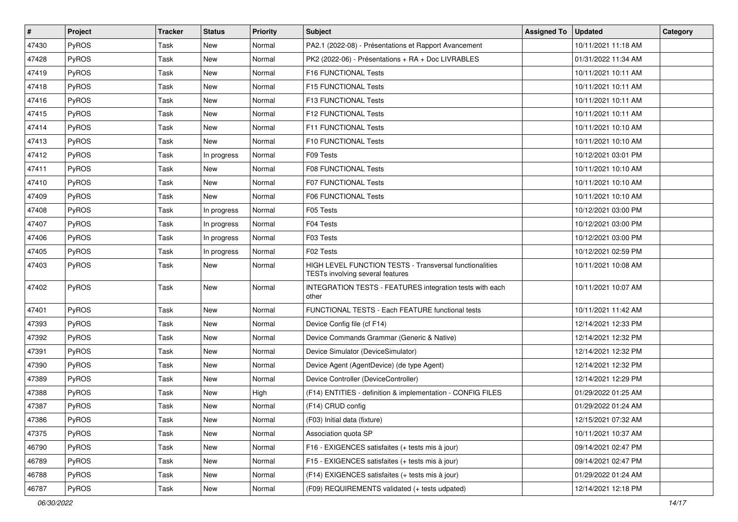| # | Project | Tracker | Status | Priority | Subject | Assigned To | Updated | Category |
|---|---|---|---|---|---|---|---|---|
| 47430 | PyROS | Task | New | Normal | PA2.1 (2022-08) - Présentations et Rapport Avancement | | 10/11/2021 11:18 AM | |
| 47428 | PyROS | Task | New | Normal | PK2 (2022-06) - Présentations + RA + Doc LIVRABLES | | 01/31/2022 11:34 AM | |
| 47419 | PyROS | Task | New | Normal | F16 FUNCTIONAL Tests | | 10/11/2021 10:11 AM | |
| 47418 | PyROS | Task | New | Normal | F15 FUNCTIONAL Tests | | 10/11/2021 10:11 AM | |
| 47416 | PyROS | Task | New | Normal | F13 FUNCTIONAL Tests | | 10/11/2021 10:11 AM | |
| 47415 | PyROS | Task | New | Normal | F12 FUNCTIONAL Tests | | 10/11/2021 10:11 AM | |
| 47414 | PyROS | Task | New | Normal | F11 FUNCTIONAL Tests | | 10/11/2021 10:10 AM | |
| 47413 | PyROS | Task | New | Normal | F10 FUNCTIONAL Tests | | 10/11/2021 10:10 AM | |
| 47412 | PyROS | Task | In progress | Normal | F09 Tests | | 10/12/2021 03:01 PM | |
| 47411 | PyROS | Task | New | Normal | F08 FUNCTIONAL Tests | | 10/11/2021 10:10 AM | |
| 47410 | PyROS | Task | New | Normal | F07 FUNCTIONAL Tests | | 10/11/2021 10:10 AM | |
| 47409 | PyROS | Task | New | Normal | F06 FUNCTIONAL Tests | | 10/11/2021 10:10 AM | |
| 47408 | PyROS | Task | In progress | Normal | F05 Tests | | 10/12/2021 03:00 PM | |
| 47407 | PyROS | Task | In progress | Normal | F04 Tests | | 10/12/2021 03:00 PM | |
| 47406 | PyROS | Task | In progress | Normal | F03 Tests | | 10/12/2021 03:00 PM | |
| 47405 | PyROS | Task | In progress | Normal | F02 Tests | | 10/12/2021 02:59 PM | |
| 47403 | PyROS | Task | New | Normal | HIGH LEVEL FUNCTION TESTS - Transversal functionalities TESTs involving several features | | 10/11/2021 10:08 AM | |
| 47402 | PyROS | Task | New | Normal | INTEGRATION TESTS - FEATURES integration tests with each other | | 10/11/2021 10:07 AM | |
| 47401 | PyROS | Task | New | Normal | FUNCTIONAL TESTS - Each FEATURE functional tests | | 10/11/2021 11:42 AM | |
| 47393 | PyROS | Task | New | Normal | Device Config file (cf F14) | | 12/14/2021 12:33 PM | |
| 47392 | PyROS | Task | New | Normal | Device Commands Grammar (Generic & Native) | | 12/14/2021 12:32 PM | |
| 47391 | PyROS | Task | New | Normal | Device Simulator (DeviceSimulator) | | 12/14/2021 12:32 PM | |
| 47390 | PyROS | Task | New | Normal | Device Agent (AgentDevice) (de type Agent) | | 12/14/2021 12:32 PM | |
| 47389 | PyROS | Task | New | Normal | Device Controller (DeviceController) | | 12/14/2021 12:29 PM | |
| 47388 | PyROS | Task | New | High | (F14) ENTITIES - definition & implementation - CONFIG FILES | | 01/29/2022 01:25 AM | |
| 47387 | PyROS | Task | New | Normal | (F14) CRUD config | | 01/29/2022 01:24 AM | |
| 47386 | PyROS | Task | New | Normal | (F03) Initial data (fixture) | | 12/15/2021 07:32 AM | |
| 47375 | PyROS | Task | New | Normal | Association quota SP | | 10/11/2021 10:37 AM | |
| 46790 | PyROS | Task | New | Normal | F16 - EXIGENCES satisfaites (+ tests mis à jour) | | 09/14/2021 02:47 PM | |
| 46789 | PyROS | Task | New | Normal | F15 - EXIGENCES satisfaites (+ tests mis à jour) | | 09/14/2021 02:47 PM | |
| 46788 | PyROS | Task | New | Normal | (F14) EXIGENCES satisfaites (+ tests mis à jour) | | 01/29/2022 01:24 AM | |
| 46787 | PyROS | Task | New | Normal | (F09) REQUIREMENTS validated (+ tests udpated) | | 12/14/2021 12:18 PM | |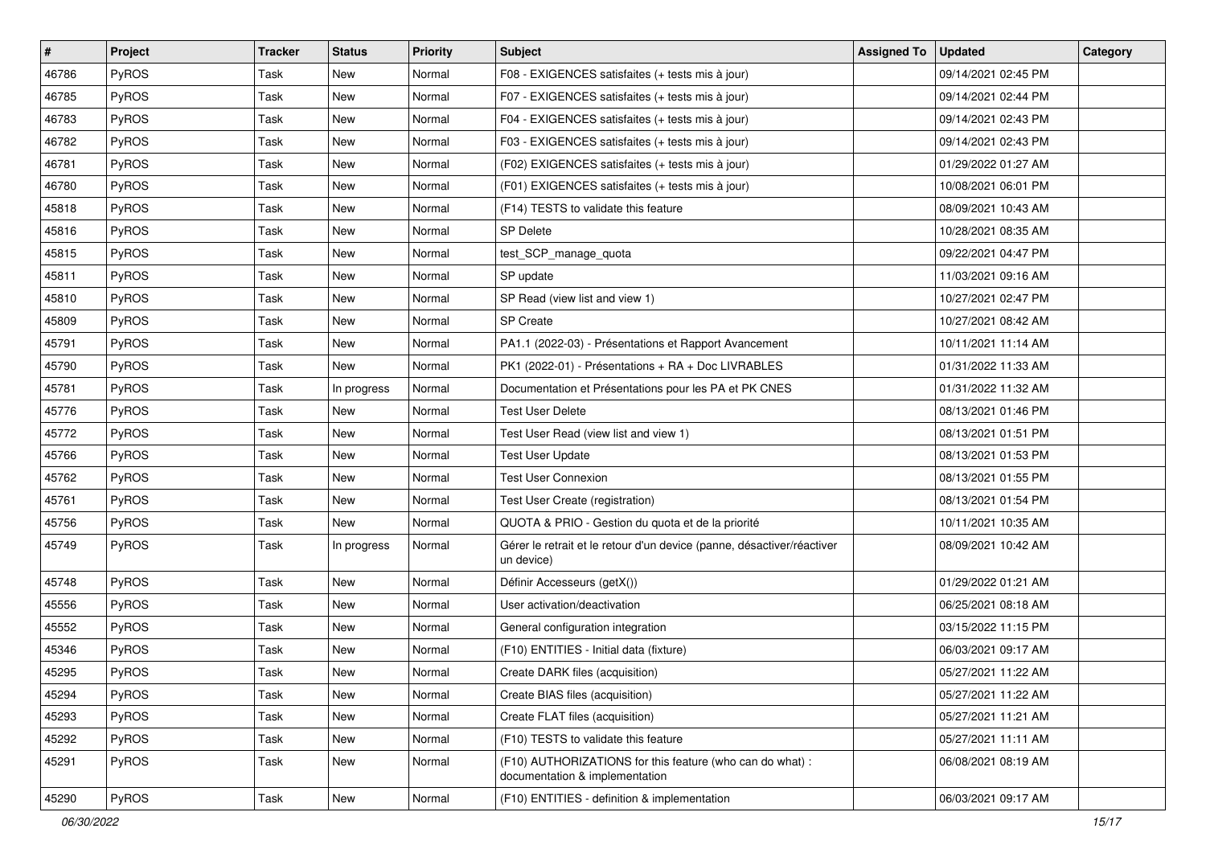| # | Project | Tracker | Status | Priority | Subject | Assigned To | Updated | Category |
|---|---|---|---|---|---|---|---|---|
| 46786 | PyROS | Task | New | Normal | F08 - EXIGENCES satisfaites (+ tests mis à jour) | | 09/14/2021 02:45 PM | |
| 46785 | PyROS | Task | New | Normal | F07 - EXIGENCES satisfaites (+ tests mis à jour) | | 09/14/2021 02:44 PM | |
| 46783 | PyROS | Task | New | Normal | F04 - EXIGENCES satisfaites (+ tests mis à jour) | | 09/14/2021 02:43 PM | |
| 46782 | PyROS | Task | New | Normal | F03 - EXIGENCES satisfaites (+ tests mis à jour) | | 09/14/2021 02:43 PM | |
| 46781 | PyROS | Task | New | Normal | (F02) EXIGENCES satisfaites (+ tests mis à jour) | | 01/29/2022 01:27 AM | |
| 46780 | PyROS | Task | New | Normal | (F01) EXIGENCES satisfaites (+ tests mis à jour) | | 10/08/2021 06:01 PM | |
| 45818 | PyROS | Task | New | Normal | (F14) TESTS to validate this feature | | 08/09/2021 10:43 AM | |
| 45816 | PyROS | Task | New | Normal | SP Delete | | 10/28/2021 08:35 AM | |
| 45815 | PyROS | Task | New | Normal | test_SCP_manage_quota | | 09/22/2021 04:47 PM | |
| 45811 | PyROS | Task | New | Normal | SP update | | 11/03/2021 09:16 AM | |
| 45810 | PyROS | Task | New | Normal | SP Read (view list and view 1) | | 10/27/2021 02:47 PM | |
| 45809 | PyROS | Task | New | Normal | SP Create | | 10/27/2021 08:42 AM | |
| 45791 | PyROS | Task | New | Normal | PA1.1 (2022-03) - Présentations et Rapport Avancement | | 10/11/2021 11:14 AM | |
| 45790 | PyROS | Task | New | Normal | PK1 (2022-01) - Présentations + RA + Doc LIVRABLES | | 01/31/2022 11:33 AM | |
| 45781 | PyROS | Task | In progress | Normal | Documentation et Présentations pour les PA et PK CNES | | 01/31/2022 11:32 AM | |
| 45776 | PyROS | Task | New | Normal | Test User Delete | | 08/13/2021 01:46 PM | |
| 45772 | PyROS | Task | New | Normal | Test User Read (view list and view 1) | | 08/13/2021 01:51 PM | |
| 45766 | PyROS | Task | New | Normal | Test User Update | | 08/13/2021 01:53 PM | |
| 45762 | PyROS | Task | New | Normal | Test User Connexion | | 08/13/2021 01:55 PM | |
| 45761 | PyROS | Task | New | Normal | Test User Create (registration) | | 08/13/2021 01:54 PM | |
| 45756 | PyROS | Task | New | Normal | QUOTA & PRIO - Gestion du quota et de la priorité | | 10/11/2021 10:35 AM | |
| 45749 | PyROS | Task | In progress | Normal | Gérer le retrait et le retour d'un device (panne, désactiver/réactiver un device) | | 08/09/2021 10:42 AM | |
| 45748 | PyROS | Task | New | Normal | Définir Accesseurs (getX()) | | 01/29/2022 01:21 AM | |
| 45556 | PyROS | Task | New | Normal | User activation/deactivation | | 06/25/2021 08:18 AM | |
| 45552 | PyROS | Task | New | Normal | General configuration integration | | 03/15/2022 11:15 PM | |
| 45346 | PyROS | Task | New | Normal | (F10) ENTITIES - Initial data (fixture) | | 06/03/2021 09:17 AM | |
| 45295 | PyROS | Task | New | Normal | Create DARK files (acquisition) | | 05/27/2021 11:22 AM | |
| 45294 | PyROS | Task | New | Normal | Create BIAS files (acquisition) | | 05/27/2021 11:22 AM | |
| 45293 | PyROS | Task | New | Normal | Create FLAT files (acquisition) | | 05/27/2021 11:21 AM | |
| 45292 | PyROS | Task | New | Normal | (F10) TESTS to validate this feature | | 05/27/2021 11:11 AM | |
| 45291 | PyROS | Task | New | Normal | (F10) AUTHORIZATIONS for this feature (who can do what) : documentation & implementation | | 06/08/2021 08:19 AM | |
| 45290 | PyROS | Task | New | Normal | (F10) ENTITIES - definition & implementation | | 06/03/2021 09:17 AM | |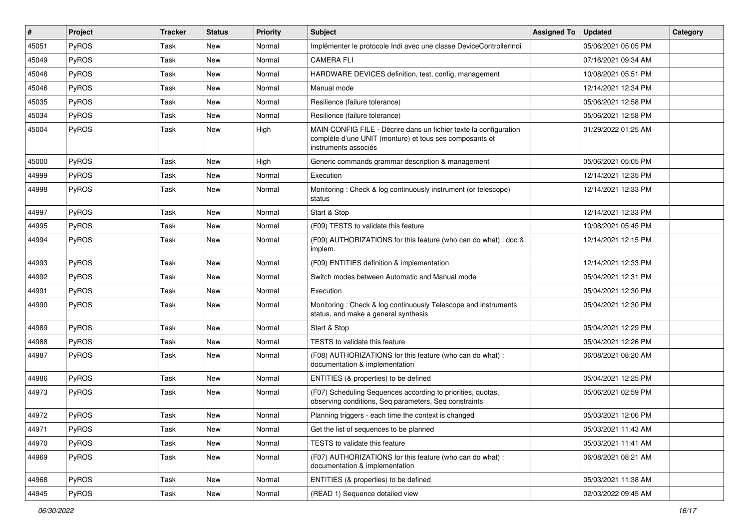| # | Project | Tracker | Status | Priority | Subject | Assigned To | Updated | Category |
|---|---|---|---|---|---|---|---|---|
| 45051 | PyROS | Task | New | Normal | Implémenter le protocole Indi avec une classe DeviceControllerIndi | | 05/06/2021 05:05 PM | |
| 45049 | PyROS | Task | New | Normal | CAMERA FLI | | 07/16/2021 09:34 AM | |
| 45048 | PyROS | Task | New | Normal | HARDWARE DEVICES definition, test, config, management | | 10/08/2021 05:51 PM | |
| 45046 | PyROS | Task | New | Normal | Manual mode | | 12/14/2021 12:34 PM | |
| 45035 | PyROS | Task | New | Normal | Resilience (failure tolerance) | | 05/06/2021 12:58 PM | |
| 45034 | PyROS | Task | New | Normal | Resilience (failure tolerance) | | 05/06/2021 12:58 PM | |
| 45004 | PyROS | Task | New | High | MAIN CONFIG FILE - Décrire dans un fichier texte la configuration complète d'une UNIT (monture) et tous ses composants et instruments associés | | 01/29/2022 01:25 AM | |
| 45000 | PyROS | Task | New | High | Generic commands grammar description & management | | 05/06/2021 05:05 PM | |
| 44999 | PyROS | Task | New | Normal | Execution | | 12/14/2021 12:35 PM | |
| 44998 | PyROS | Task | New | Normal | Monitoring : Check & log continuously instrument (or telescope) status | | 12/14/2021 12:33 PM | |
| 44997 | PyROS | Task | New | Normal | Start & Stop | | 12/14/2021 12:33 PM | |
| 44995 | PyROS | Task | New | Normal | (F09) TESTS to validate this feature | | 10/08/2021 05:45 PM | |
| 44994 | PyROS | Task | New | Normal | (F09) AUTHORIZATIONS for this feature (who can do what) : doc & implem. | | 12/14/2021 12:15 PM | |
| 44993 | PyROS | Task | New | Normal | (F09) ENTITIES definition & implementation | | 12/14/2021 12:33 PM | |
| 44992 | PyROS | Task | New | Normal | Switch modes between Automatic and Manual mode | | 05/04/2021 12:31 PM | |
| 44991 | PyROS | Task | New | Normal | Execution | | 05/04/2021 12:30 PM | |
| 44990 | PyROS | Task | New | Normal | Monitoring : Check & log continuously Telescope and instruments status, and make a general synthesis | | 05/04/2021 12:30 PM | |
| 44989 | PyROS | Task | New | Normal | Start & Stop | | 05/04/2021 12:29 PM | |
| 44988 | PyROS | Task | New | Normal | TESTS to validate this feature | | 05/04/2021 12:26 PM | |
| 44987 | PyROS | Task | New | Normal | (F08) AUTHORIZATIONS for this feature (who can do what) : documentation & implementation | | 06/08/2021 08:20 AM | |
| 44986 | PyROS | Task | New | Normal | ENTITIES (& properties) to be defined | | 05/04/2021 12:25 PM | |
| 44973 | PyROS | Task | New | Normal | (F07) Scheduling Sequences according to priorities, quotas, observing conditions, Seq parameters, Seq constraints | | 05/06/2021 02:59 PM | |
| 44972 | PyROS | Task | New | Normal | Planning triggers - each time the context is changed | | 05/03/2021 12:06 PM | |
| 44971 | PyROS | Task | New | Normal | Get the list of sequences to be planned | | 05/03/2021 11:43 AM | |
| 44970 | PyROS | Task | New | Normal | TESTS to validate this feature | | 05/03/2021 11:41 AM | |
| 44969 | PyROS | Task | New | Normal | (F07) AUTHORIZATIONS for this feature (who can do what) : documentation & implementation | | 06/08/2021 08:21 AM | |
| 44968 | PyROS | Task | New | Normal | ENTITIES (& properties) to be defined | | 05/03/2021 11:38 AM | |
| 44945 | PyROS | Task | New | Normal | (READ 1) Sequence detailed view | | 02/03/2022 09:45 AM | |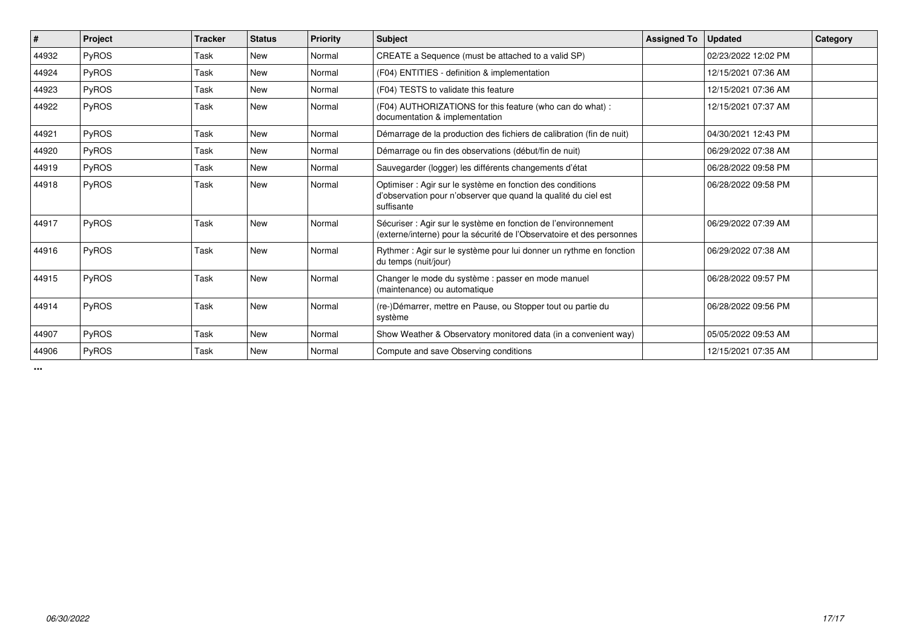| # | Project | Tracker | Status | Priority | Subject | Assigned To | Updated | Category |
|---|---|---|---|---|---|---|---|---|
| 44932 | PyROS | Task | New | Normal | CREATE a Sequence (must be attached to a valid SP) | | 02/23/2022 12:02 PM | |
| 44924 | PyROS | Task | New | Normal | (F04) ENTITIES - definition & implementation | | 12/15/2021 07:36 AM | |
| 44923 | PyROS | Task | New | Normal | (F04) TESTS to validate this feature | | 12/15/2021 07:36 AM | |
| 44922 | PyROS | Task | New | Normal | (F04) AUTHORIZATIONS for this feature (who can do what) : documentation & implementation | | 12/15/2021 07:37 AM | |
| 44921 | PyROS | Task | New | Normal | Démarrage de la production des fichiers de calibration (fin de nuit) | | 04/30/2021 12:43 PM | |
| 44920 | PyROS | Task | New | Normal | Démarrage ou fin des observations (début/fin de nuit) | | 06/29/2022 07:38 AM | |
| 44919 | PyROS | Task | New | Normal | Sauvegarder (logger) les différents changements d'état | | 06/28/2022 09:58 PM | |
| 44918 | PyROS | Task | New | Normal | Optimiser : Agir sur le système en fonction des conditions d'observation pour n'observer que quand la qualité du ciel est suffisante | | 06/28/2022 09:58 PM | |
| 44917 | PyROS | Task | New | Normal | Sécuriser : Agir sur le système en fonction de l'environnement (externe/interne) pour la sécurité de l'Observatoire et des personnes | | 06/29/2022 07:39 AM | |
| 44916 | PyROS | Task | New | Normal | Rythmer : Agir sur le système pour lui donner un rythme en fonction du temps (nuit/jour) | | 06/29/2022 07:38 AM | |
| 44915 | PyROS | Task | New | Normal | Changer le mode du système : passer en mode manuel (maintenance) ou automatique | | 06/28/2022 09:57 PM | |
| 44914 | PyROS | Task | New | Normal | (re-)Démarrer, mettre en Pause, ou Stopper tout ou partie du système | | 06/28/2022 09:56 PM | |
| 44907 | PyROS | Task | New | Normal | Show Weather & Observatory monitored data (in a convenient way) | | 05/05/2022 09:53 AM | |
| 44906 | PyROS | Task | New | Normal | Compute and save Observing conditions | | 12/15/2021 07:35 AM | |

...